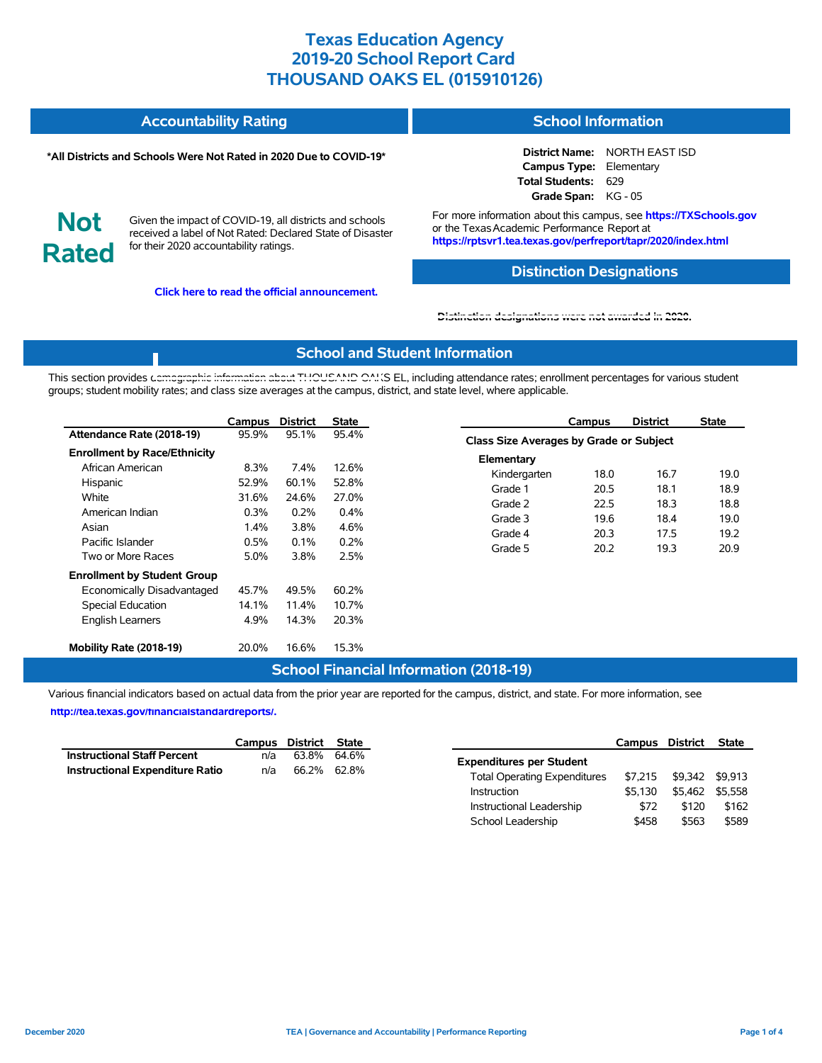# Texas Education Agency
# 2019-20 School Report Card
# THOUSAND OAKS EL (015910126)

## Accountability Rating

**\*All Districts and Schools Were Not Rated in 2020 Due to COVID-19\***

**Not Rated**

Given the impact of COVID-19, all districts and schools received a label of Not Rated: Declared State of Disaster for their 2020 accountability ratings.

**Click here to read the official announcement.**

## School Information

| | |
|---|---|
| **District Name:** | NORTH EAST ISD |
| **Campus Type:** | Elementary |
| **Total Students:** | 629 |
| **Grade Span:** | KG - 05 |

For more information about this campus, see **https://TXSchools.gov** or the Texas Academic Performance Report at **https://rptsvr1.tea.texas.gov/perfreport/tapr/2020/index.html**

## Distinction Designations

Distinction designations were not awarded in 2020.

## School and Student Information

This section provides demographic information about THOUSAND OAKS EL, including attendance rates; enrollment percentages for various student groups; student mobility rates; and class size averages at the campus, district, and state level, where applicable.

| | Campus | District | State |
|---|---|---|---|
| **Attendance Rate (2018-19)** | 95.9% | 95.1% | 95.4% |
| **Enrollment by Race/Ethnicity** | | | |
| African American | 8.3% | 7.4% | 12.6% |
| Hispanic | 52.9% | 60.1% | 52.8% |
| White | 31.6% | 24.6% | 27.0% |
| American Indian | 0.3% | 0.2% | 0.4% |
| Asian | 1.4% | 3.8% | 4.6% |
| Pacific Islander | 0.5% | 0.1% | 0.2% |
| Two or More Races | 5.0% | 3.8% | 2.5% |
| **Enrollment by Student Group** | | | |
| Economically Disadvantaged | 45.7% | 49.5% | 60.2% |
| Special Education | 14.1% | 11.4% | 10.7% |
| English Learners | 4.9% | 14.3% | 20.3% |
| **Mobility Rate (2018-19)** | 20.0% | 16.6% | 15.3% |

| | Campus | District | State |
|---|---|---|---|
| **Class Size Averages by Grade or Subject** | | | |
| **Elementary** | | | |
| Kindergarten | 18.0 | 16.7 | 19.0 |
| Grade 1 | 20.5 | 18.1 | 18.9 |
| Grade 2 | 22.5 | 18.3 | 18.8 |
| Grade 3 | 19.6 | 18.4 | 19.0 |
| Grade 4 | 20.3 | 17.5 | 19.2 |
| Grade 5 | 20.2 | 19.3 | 20.9 |

## School Financial Information (2018-19)

Various financial indicators based on actual data from the prior year are reported for the campus, district, and state. For more information, see **http://tea.texas.gov/financialstandardreports/.**

| | Campus | District | State |
|---|---|---|---|
| **Instructional Staff Percent** | n/a | 63.8% | 64.6% |
| **Instructional Expenditure Ratio** | n/a | 66.2% | 62.8% |

| | Campus | District | State |
|---|---|---|---|
| **Expenditures per Student** | | | |
| Total Operating Expenditures | $7,215 | $9,342 | $9,913 |
| Instruction | $5,130 | $5,462 | $5,558 |
| Instructional Leadership | $72 | $120 | $162 |
| School Leadership | $458 | $563 | $589 |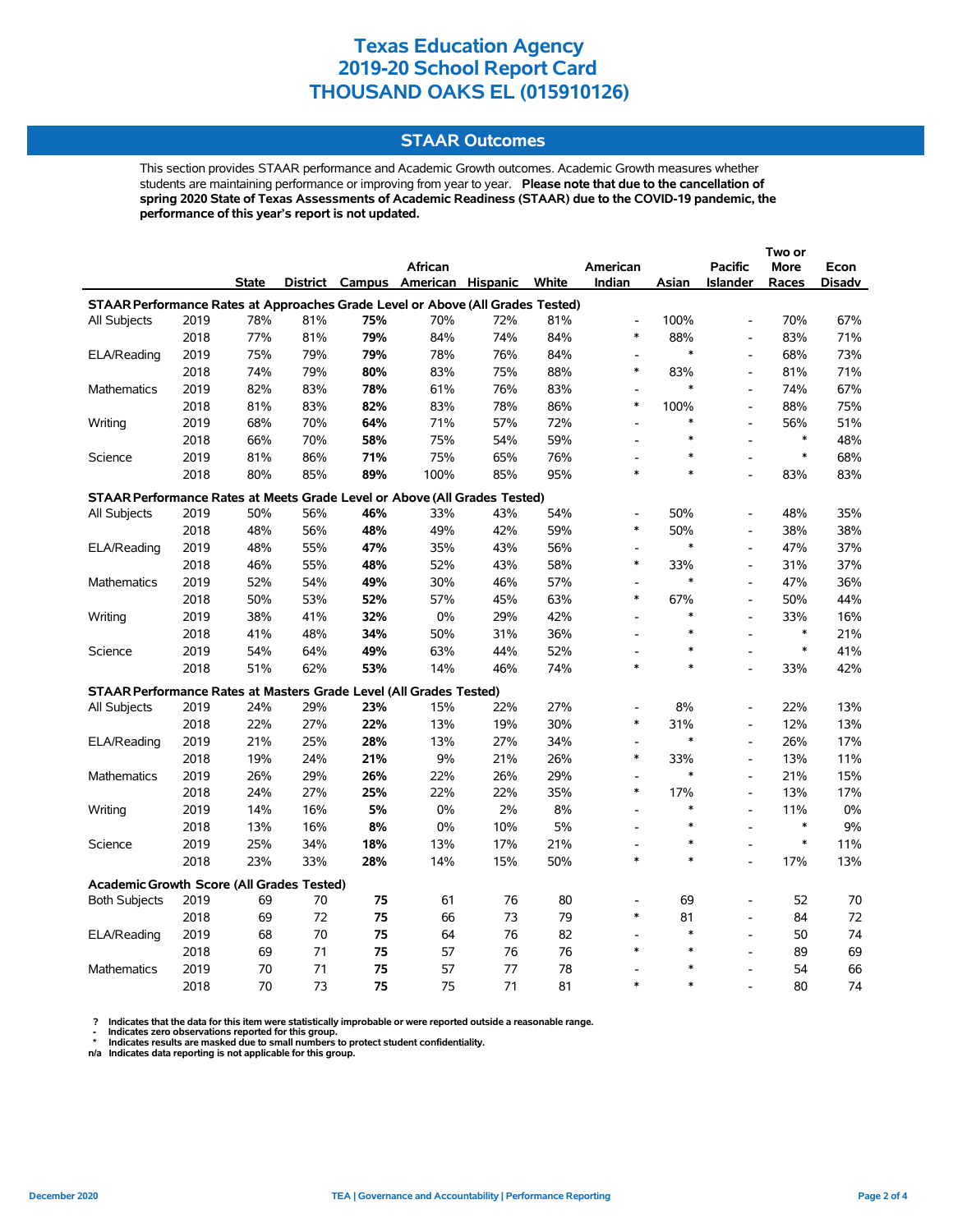# Texas Education Agency
# 2019-20 School Report Card
# THOUSAND OAKS EL (015910126)

## STAAR Outcomes

This section provides STAAR performance and Academic Growth outcomes. Academic Growth measures whether students are maintaining performance or improving from year to year. **Please note that due to the cancellation of spring 2020 State of Texas Assessments of Academic Readiness (STAAR) due to the COVID-19 pandemic, the performance of this year's report is not updated.**

| | | State | District | Campus | African American | Hispanic | White | American Indian | Asian | Pacific Islander | Two or More Races | Econ Disadv |
|---|---|---|---|---|---|---|---|---|---|---|---|---|
| **STAAR Performance Rates at Approaches Grade Level or Above (All Grades Tested)** | | | | | | | | | | | | |
| All Subjects | 2019 | 78% | 81% | **75%** | 70% | 72% | 81% | - | 100% | - | 70% | 67% |
| | 2018 | 77% | 81% | **79%** | 84% | 74% | 84% | * | 88% | - | 83% | 71% |
| ELA/Reading | 2019 | 75% | 79% | **79%** | 78% | 76% | 84% | - | * | - | 68% | 73% |
| | 2018 | 74% | 79% | **80%** | 83% | 75% | 88% | * | 83% | - | 81% | 71% |
| Mathematics | 2019 | 82% | 83% | **78%** | 61% | 76% | 83% | - | * | - | 74% | 67% |
| | 2018 | 81% | 83% | **82%** | 83% | 78% | 86% | * | 100% | - | 88% | 75% |
| Writing | 2019 | 68% | 70% | **64%** | 71% | 57% | 72% | - | * | - | 56% | 51% |
| | 2018 | 66% | 70% | **58%** | 75% | 54% | 59% | - | * | - | * | 48% |
| Science | 2019 | 81% | 86% | **71%** | 75% | 65% | 76% | - | * | - | * | 68% |
| | 2018 | 80% | 85% | **89%** | 100% | 85% | 95% | * | * | - | 83% | 83% |
| **STAAR Performance Rates at Meets Grade Level or Above (All Grades Tested)** | | | | | | | | | | | | |
| All Subjects | 2019 | 50% | 56% | **46%** | 33% | 43% | 54% | - | 50% | - | 48% | 35% |
| | 2018 | 48% | 56% | **48%** | 49% | 42% | 59% | * | 50% | - | 38% | 38% |
| ELA/Reading | 2019 | 48% | 55% | **47%** | 35% | 43% | 56% | - | * | - | 47% | 37% |
| | 2018 | 46% | 55% | **48%** | 52% | 43% | 58% | * | 33% | - | 31% | 37% |
| Mathematics | 2019 | 52% | 54% | **49%** | 30% | 46% | 57% | - | * | - | 47% | 36% |
| | 2018 | 50% | 53% | **52%** | 57% | 45% | 63% | * | 67% | - | 50% | 44% |
| Writing | 2019 | 38% | 41% | **32%** | 0% | 29% | 42% | - | * | - | 33% | 16% |
| | 2018 | 41% | 48% | **34%** | 50% | 31% | 36% | - | * | - | * | 21% |
| Science | 2019 | 54% | 64% | **49%** | 63% | 44% | 52% | - | * | - | * | 41% |
| | 2018 | 51% | 62% | **53%** | 14% | 46% | 74% | * | * | - | 33% | 42% |
| **STAAR Performance Rates at Masters Grade Level (All Grades Tested)** | | | | | | | | | | | | |
| All Subjects | 2019 | 24% | 29% | **23%** | 15% | 22% | 27% | - | 8% | - | 22% | 13% |
| | 2018 | 22% | 27% | **22%** | 13% | 19% | 30% | * | 31% | - | 12% | 13% |
| ELA/Reading | 2019 | 21% | 25% | **28%** | 13% | 27% | 34% | - | * | - | 26% | 17% |
| | 2018 | 19% | 24% | **21%** | 9% | 21% | 26% | * | 33% | - | 13% | 11% |
| Mathematics | 2019 | 26% | 29% | **26%** | 22% | 26% | 29% | - | * | - | 21% | 15% |
| | 2018 | 24% | 27% | **25%** | 22% | 22% | 35% | * | 17% | - | 13% | 17% |
| Writing | 2019 | 14% | 16% | **5%** | 0% | 2% | 8% | - | * | - | 11% | 0% |
| | 2018 | 13% | 16% | **8%** | 0% | 10% | 5% | - | * | - | * | 9% |
| Science | 2019 | 25% | 34% | **18%** | 13% | 17% | 21% | - | * | - | * | 11% |
| | 2018 | 23% | 33% | **28%** | 14% | 15% | 50% | * | * | - | 17% | 13% |
| **Academic Growth Score (All Grades Tested)** | | | | | | | | | | | | |
| Both Subjects | 2019 | 69 | 70 | **75** | 61 | 76 | 80 | - | 69 | - | 52 | 70 |
| | 2018 | 69 | 72 | **75** | 66 | 73 | 79 | * | 81 | - | 84 | 72 |
| ELA/Reading | 2019 | 68 | 70 | **75** | 64 | 76 | 82 | - | * | - | 50 | 74 |
| | 2018 | 69 | 71 | **75** | 57 | 76 | 76 | * | * | - | 89 | 69 |
| Mathematics | 2019 | 70 | 71 | **75** | 57 | 77 | 78 | - | * | - | 54 | 66 |
| | 2018 | 70 | 73 | **75** | 75 | 71 | 81 | * | * | - | 80 | 74 |

**? Indicates that the data for this item were statistically improbable or were reported outside a reasonable range.**
**- Indicates zero observations reported for this group.**
**\* Indicates results are masked due to small numbers to protect student confidentiality.**
**n/a Indicates data reporting is not applicable for this group.**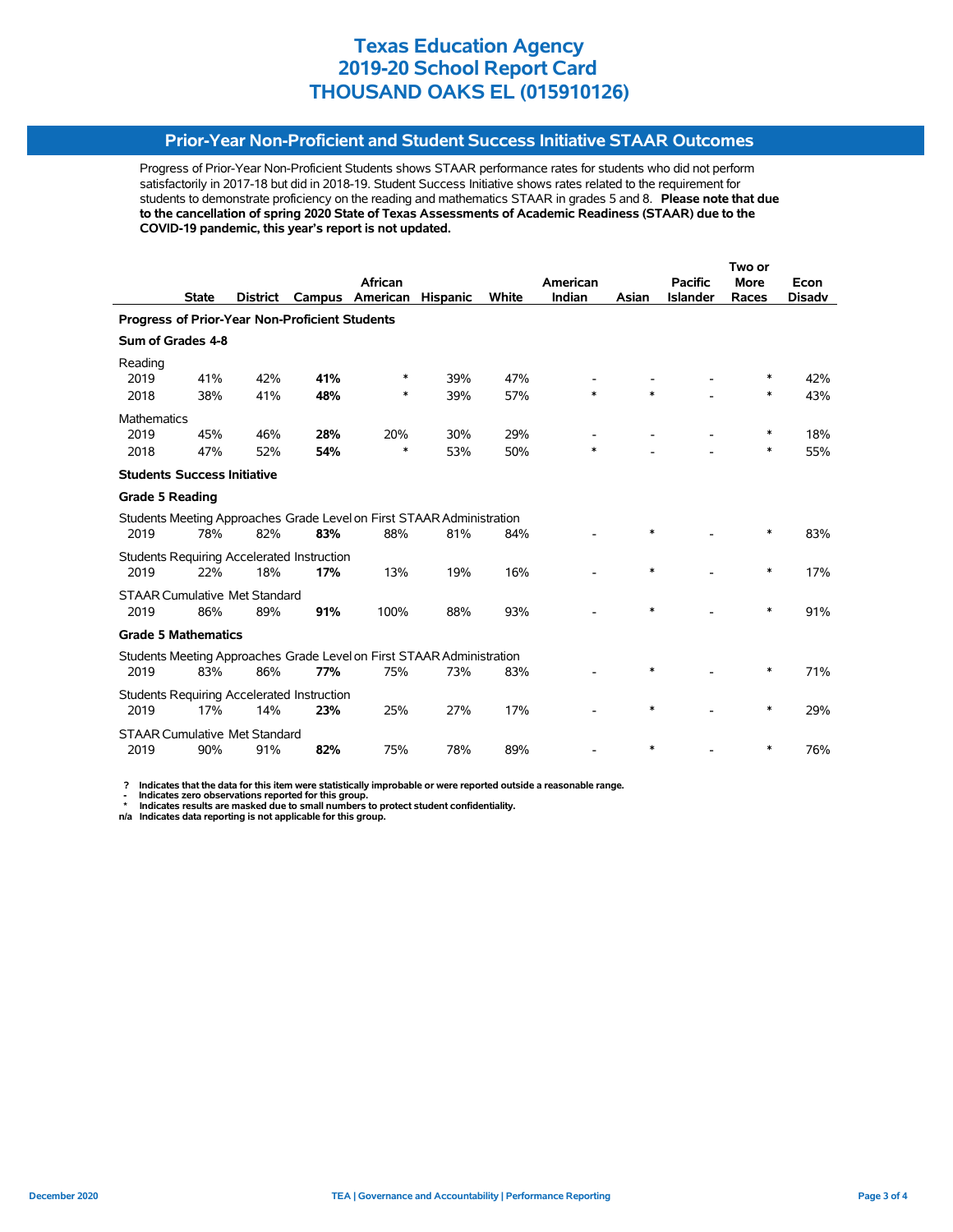# Texas Education Agency
# 2019-20 School Report Card
# THOUSAND OAKS EL (015910126)

## Prior-Year Non-Proficient and Student Success Initiative STAAR Outcomes

Progress of Prior-Year Non-Proficient Students shows STAAR performance rates for students who did not perform satisfactorily in 2017-18 but did in 2018-19. Student Success Initiative shows rates related to the requirement for students to demonstrate proficiency on the reading and mathematics STAAR in grades 5 and 8. **Please note that due to the cancellation of spring 2020 State of Texas Assessments of Academic Readiness (STAAR) due to the COVID-19 pandemic, this year's report is not updated.**

| | State | District | Campus | African American | Hispanic | White | American Indian | Asian | Pacific Islander | Two or More Races | Econ Disadv |
|---|---|---|---|---|---|---|---|---|---|---|---|
| **Progress of Prior-Year Non-Proficient Students** | | | | | | | | | | | |
| **Sum of Grades 4-8** | | | | | | | | | | | |
| Reading | | | | | | | | | | | |
| 2019 | 41% | 42% | **41%** | * | 39% | 47% | - | - | - | * | 42% |
| 2018 | 38% | 41% | **48%** | * | 39% | 57% | * | * | - | * | 43% |
| Mathematics | | | | | | | | | | | |
| 2019 | 45% | 46% | **28%** | 20% | 30% | 29% | - | - | - | * | 18% |
| 2018 | 47% | 52% | **54%** | * | 53% | 50% | * | - | - | * | 55% |
| **Students Success Initiative** | | | | | | | | | | | |
| **Grade 5 Reading** | | | | | | | | | | | |
| Students Meeting Approaches Grade Level on First STAAR Administration | | | | | | | | | | | |
| 2019 | 78% | 82% | **83%** | 88% | 81% | 84% | - | * | - | * | 83% |
| Students Requiring Accelerated Instruction | | | | | | | | | | | |
| 2019 | 22% | 18% | **17%** | 13% | 19% | 16% | - | * | - | * | 17% |
| STAAR Cumulative Met Standard | | | | | | | | | | | |
| 2019 | 86% | 89% | **91%** | 100% | 88% | 93% | - | * | - | * | 91% |
| **Grade 5 Mathematics** | | | | | | | | | | | |
| Students Meeting Approaches Grade Level on First STAAR Administration | | | | | | | | | | | |
| 2019 | 83% | 86% | **77%** | 75% | 73% | 83% | - | * | - | * | 71% |
| Students Requiring Accelerated Instruction | | | | | | | | | | | |
| 2019 | 17% | 14% | **23%** | 25% | 27% | 17% | - | * | - | * | 29% |
| STAAR Cumulative Met Standard | | | | | | | | | | | |
| 2019 | 90% | 91% | **82%** | 75% | 78% | 89% | - | * | - | * | 76% |

**?** Indicates that the data for this item were statistically improbable or were reported outside a reasonable range.
**-** Indicates zero observations reported for this group.
**\*** Indicates results are masked due to small numbers to protect student confidentiality.
**n/a** Indicates data reporting is not applicable for this group.